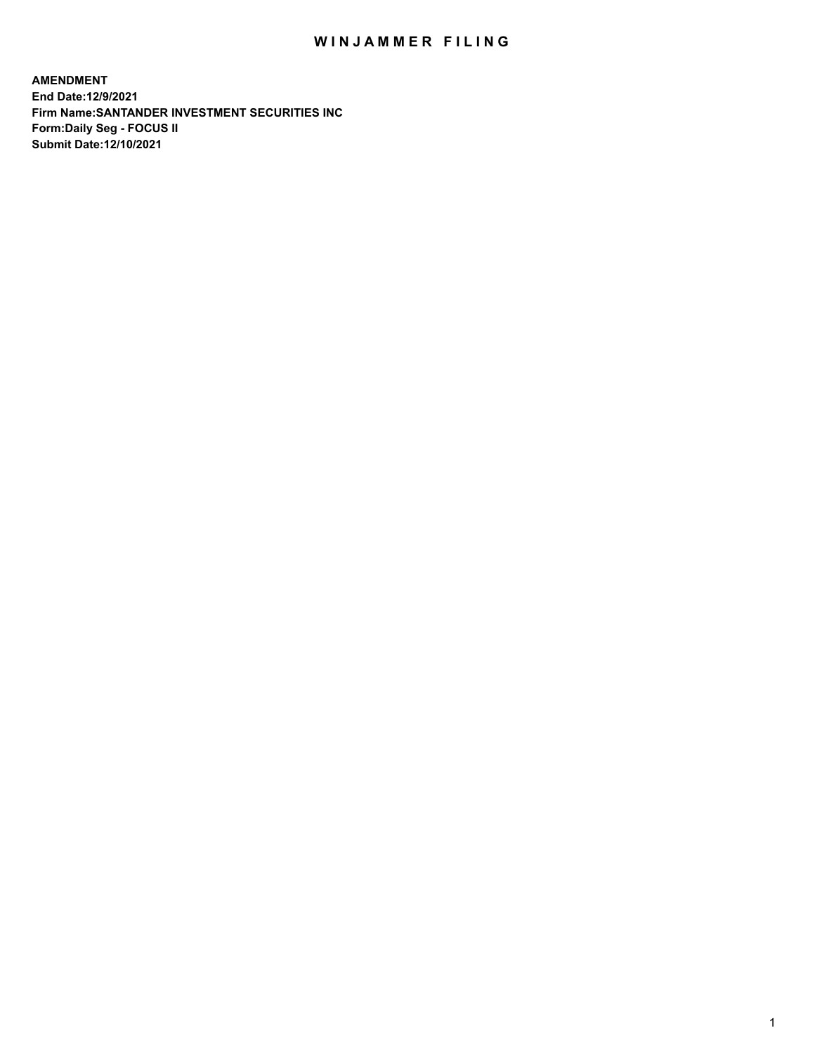# WINJAMMER FILING

**AMENDMENT**
**End Date:12/9/2021**
**Firm Name:SANTANDER INVESTMENT SECURITIES INC**
**Form:Daily Seg - FOCUS II**
**Submit Date:12/10/2021**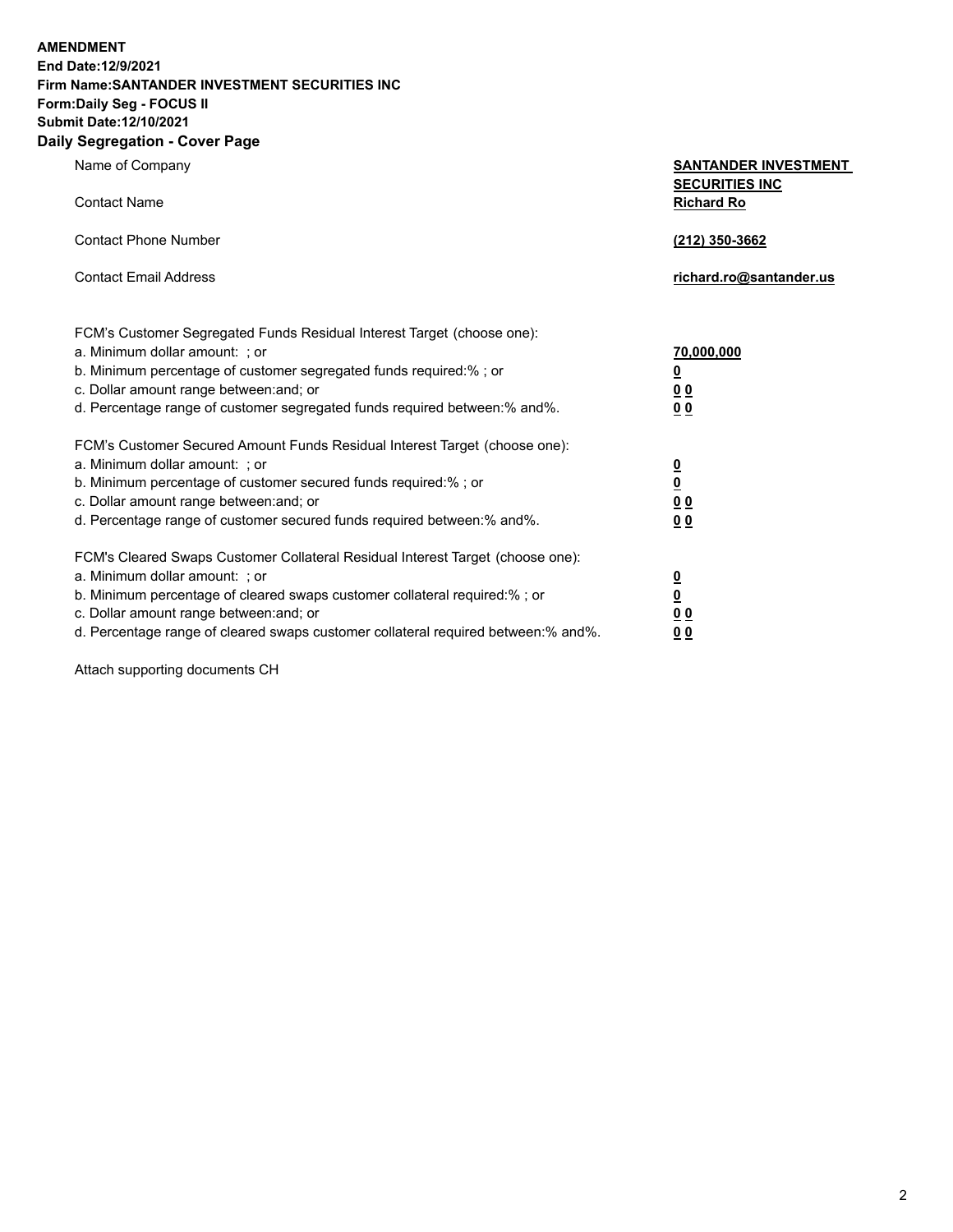**AMENDMENT**
**End Date:12/9/2021**
**Firm Name:SANTANDER INVESTMENT SECURITIES INC**
**Form:Daily Seg - FOCUS II**
**Submit Date:12/10/2021**

## Daily Segregation - Cover Page

| | |
|---|---|
| Name of Company | **SANTANDER INVESTMENT SECURITIES INC** |
| Contact Name | **Richard Ro** |
| Contact Phone Number | **(212) 350-3662** |
| Contact Email Address | **richard.ro@santander.us** |

| | |
|---|---|
| FCM's Customer Segregated Funds Residual Interest Target (choose one): | |
| a. Minimum dollar amount: ; or | **70,000,000** |
| b. Minimum percentage of customer segregated funds required:% ; or | **0** |
| c. Dollar amount range between:and; or | **0 0** |
| d. Percentage range of customer segregated funds required between:% and%. | **0 0** |
| FCM's Customer Secured Amount Funds Residual Interest Target (choose one): | |
| a. Minimum dollar amount: ; or | **0** |
| b. Minimum percentage of customer secured funds required:% ; or | **0** |
| c. Dollar amount range between:and; or | **0 0** |
| d. Percentage range of customer secured funds required between:% and%. | **0 0** |
| FCM's Cleared Swaps Customer Collateral Residual Interest Target (choose one): | |
| a. Minimum dollar amount: ; or | **0** |
| b. Minimum percentage of cleared swaps customer collateral required:% ; or | **0** |
| c. Dollar amount range between:and; or | **0 0** |
| d. Percentage range of cleared swaps customer collateral required between:% and%. | **0 0** |

Attach supporting documents CH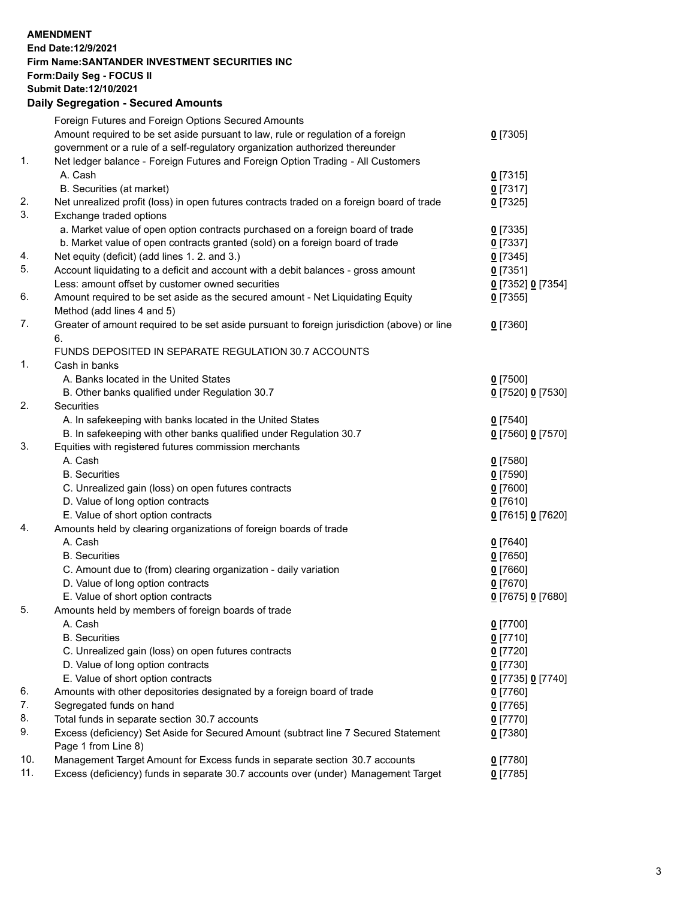**AMENDMENT**
**End Date:12/9/2021**
**Firm Name:SANTANDER INVESTMENT SECURITIES INC**
**Form:Daily Seg - FOCUS II**
**Submit Date:12/10/2021**

### Daily Segregation - Secured Amounts

| | | |
|---|---|---|
| | Foreign Futures and Foreign Options Secured Amounts | |
| | Amount required to be set aside pursuant to law, rule or regulation of a foreign government or a rule of a self-regulatory organization authorized thereunder | 0 [7305] |
| 1. | Net ledger balance - Foreign Futures and Foreign Option Trading - All Customers | |
| | A. Cash | 0 [7315] |
| | B. Securities (at market) | 0 [7317] |
| 2. | Net unrealized profit (loss) in open futures contracts traded on a foreign board of trade | 0 [7325] |
| 3. | Exchange traded options | |
| | a. Market value of open option contracts purchased on a foreign board of trade | 0 [7335] |
| | b. Market value of open contracts granted (sold) on a foreign board of trade | 0 [7337] |
| 4. | Net equity (deficit) (add lines 1. 2. and 3.) | 0 [7345] |
| 5. | Account liquidating to a deficit and account with a debit balances - gross amount | 0 [7351] |
| | Less: amount offset by customer owned securities | 0 [7352] 0 [7354] |
| 6. | Amount required to be set aside as the secured amount - Net Liquidating Equity Method (add lines 4 and 5) | 0 [7355] |
| 7. | Greater of amount required to be set aside pursuant to foreign jurisdiction (above) or line 6. | 0 [7360] |
| | FUNDS DEPOSITED IN SEPARATE REGULATION 30.7 ACCOUNTS | |
| 1. | Cash in banks | |
| | A. Banks located in the United States | 0 [7500] |
| | B. Other banks qualified under Regulation 30.7 | 0 [7520] 0 [7530] |
| 2. | Securities | |
| | A. In safekeeping with banks located in the United States | 0 [7540] |
| | B. In safekeeping with other banks qualified under Regulation 30.7 | 0 [7560] 0 [7570] |
| 3. | Equities with registered futures commission merchants | |
| | A. Cash | 0 [7580] |
| | B. Securities | 0 [7590] |
| | C. Unrealized gain (loss) on open futures contracts | 0 [7600] |
| | D. Value of long option contracts | 0 [7610] |
| | E. Value of short option contracts | 0 [7615] 0 [7620] |
| 4. | Amounts held by clearing organizations of foreign boards of trade | |
| | A. Cash | 0 [7640] |
| | B. Securities | 0 [7650] |
| | C. Amount due to (from) clearing organization - daily variation | 0 [7660] |
| | D. Value of long option contracts | 0 [7670] |
| | E. Value of short option contracts | 0 [7675] 0 [7680] |
| 5. | Amounts held by members of foreign boards of trade | |
| | A. Cash | 0 [7700] |
| | B. Securities | 0 [7710] |
| | C. Unrealized gain (loss) on open futures contracts | 0 [7720] |
| | D. Value of long option contracts | 0 [7730] |
| | E. Value of short option contracts | 0 [7735] 0 [7740] |
| 6. | Amounts with other depositories designated by a foreign board of trade | 0 [7760] |
| 7. | Segregated funds on hand | 0 [7765] |
| 8. | Total funds in separate section 30.7 accounts | 0 [7770] |
| 9. | Excess (deficiency) Set Aside for Secured Amount (subtract line 7 Secured Statement Page 1 from Line 8) | 0 [7380] |
| 10. | Management Target Amount for Excess funds in separate section 30.7 accounts | 0 [7780] |
| 11. | Excess (deficiency) funds in separate 30.7 accounts over (under) Management Target | 0 [7785] |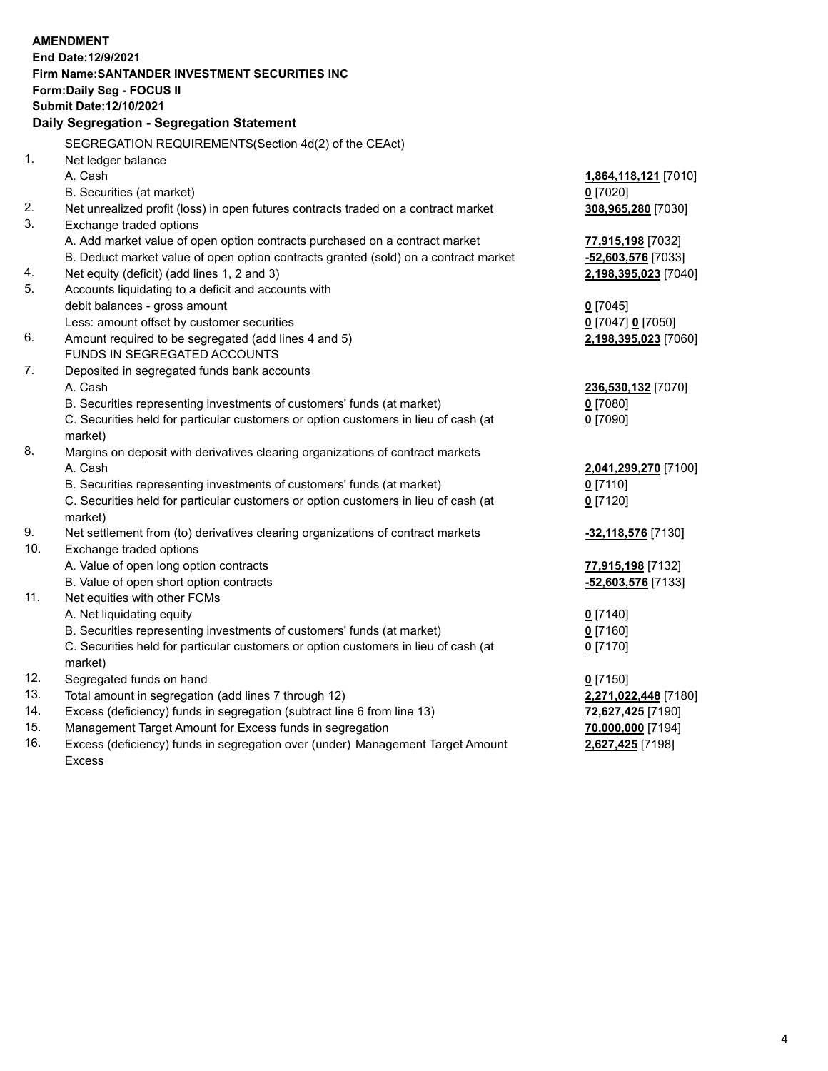**AMENDMENT**
**End Date:12/9/2021**
**Firm Name:SANTANDER INVESTMENT SECURITIES INC**
**Form:Daily Seg - FOCUS II**
**Submit Date:12/10/2021**

## Daily Segregation - Segregation Statement

SEGREGATION REQUIREMENTS(Section 4d(2) of the CEAct)

| | | |
|---|---|---|
| 1. | Net ledger balance | |
| | A. Cash | **1,864,118,121** [7010] |
| | B. Securities (at market) | **0** [7020] |
| 2. | Net unrealized profit (loss) in open futures contracts traded on a contract market | **308,965,280** [7030] |
| 3. | Exchange traded options | |
| | A. Add market value of open option contracts purchased on a contract market | **77,915,198** [7032] |
| | B. Deduct market value of open option contracts granted (sold) on a contract market | **-52,603,576** [7033] |
| 4. | Net equity (deficit) (add lines 1, 2 and 3) | **2,198,395,023** [7040] |
| 5. | Accounts liquidating to a deficit and accounts with debit balances - gross amount | **0** [7045] |
| | Less: amount offset by customer securities | **0** [7047] **0** [7050] |
| 6. | Amount required to be segregated (add lines 4 and 5) | **2,198,395,023** [7060] |
| | FUNDS IN SEGREGATED ACCOUNTS | |
| 7. | Deposited in segregated funds bank accounts | |
| | A. Cash | **236,530,132** [7070] |
| | B. Securities representing investments of customers' funds (at market) | **0** [7080] |
| | C. Securities held for particular customers or option customers in lieu of cash (at market) | **0** [7090] |
| 8. | Margins on deposit with derivatives clearing organizations of contract markets | |
| | A. Cash | **2,041,299,270** [7100] |
| | B. Securities representing investments of customers' funds (at market) | **0** [7110] |
| | C. Securities held for particular customers or option customers in lieu of cash (at market) | **0** [7120] |
| 9. | Net settlement from (to) derivatives clearing organizations of contract markets | **-32,118,576** [7130] |
| 10. | Exchange traded options | |
| | A. Value of open long option contracts | **77,915,198** [7132] |
| | B. Value of open short option contracts | **-52,603,576** [7133] |
| 11. | Net equities with other FCMs | |
| | A. Net liquidating equity | **0** [7140] |
| | B. Securities representing investments of customers' funds (at market) | **0** [7160] |
| | C. Securities held for particular customers or option customers in lieu of cash (at market) | **0** [7170] |
| 12. | Segregated funds on hand | **0** [7150] |
| 13. | Total amount in segregation (add lines 7 through 12) | **2,271,022,448** [7180] |
| 14. | Excess (deficiency) funds in segregation (subtract line 6 from line 13) | **72,627,425** [7190] |
| 15. | Management Target Amount for Excess funds in segregation | **70,000,000** [7194] |
| 16. | Excess (deficiency) funds in segregation over (under) Management Target Amount Excess | **2,627,425** [7198] |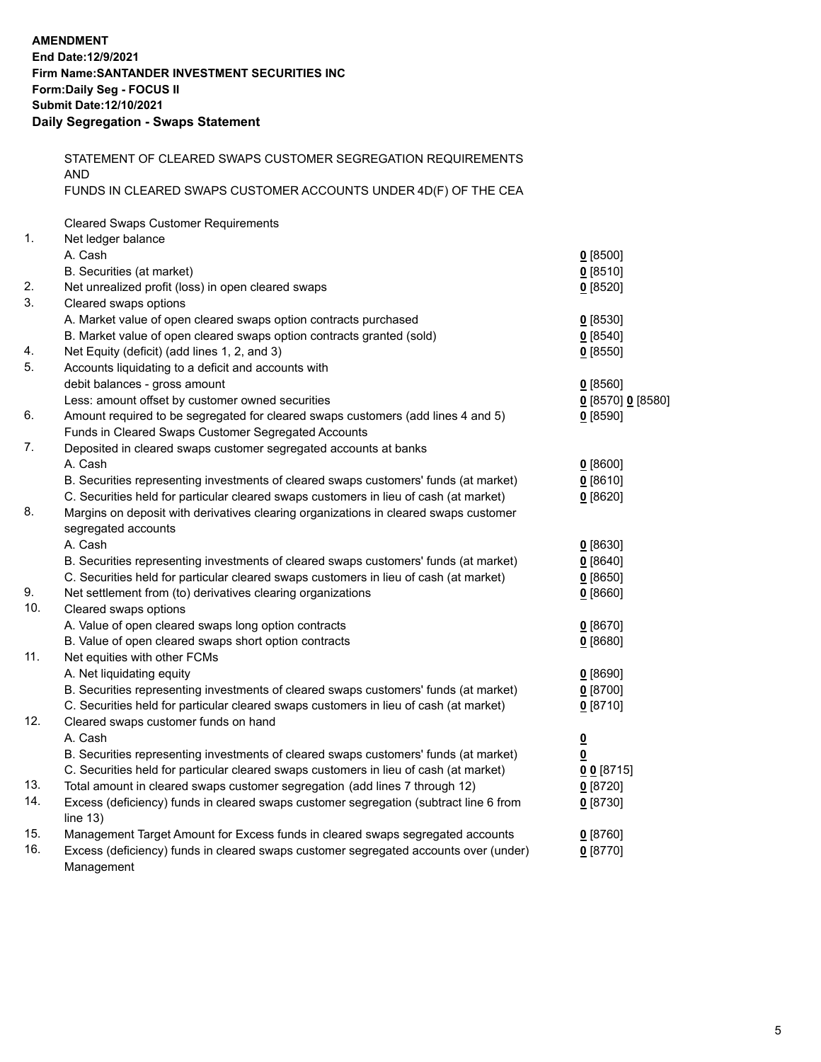**AMENDMENT**
**End Date:12/9/2021**
**Firm Name:SANTANDER INVESTMENT SECURITIES INC**
**Form:Daily Seg - FOCUS II**
**Submit Date:12/10/2021**
**Daily Segregation - Swaps Statement**

STATEMENT OF CLEARED SWAPS CUSTOMER SEGREGATION REQUIREMENTS AND FUNDS IN CLEARED SWAPS CUSTOMER ACCOUNTS UNDER 4D(F) OF THE CEA

| | | |
|---|---|---|
| | Cleared Swaps Customer Requirements | |
| 1. | Net ledger balance | |
| | A. Cash | 0 [8500] |
| | B. Securities (at market) | 0 [8510] |
| 2. | Net unrealized profit (loss) in open cleared swaps | 0 [8520] |
| 3. | Cleared swaps options | |
| | A. Market value of open cleared swaps option contracts purchased | 0 [8530] |
| | B. Market value of open cleared swaps option contracts granted (sold) | 0 [8540] |
| 4. | Net Equity (deficit) (add lines 1, 2, and 3) | 0 [8550] |
| 5. | Accounts liquidating to a deficit and accounts with debit balances - gross amount | 0 [8560] |
| | Less: amount offset by customer owned securities | 0 [8570] 0 [8580] |
| 6. | Amount required to be segregated for cleared swaps customers (add lines 4 and 5) | 0 [8590] |
| | Funds in Cleared Swaps Customer Segregated Accounts | |
| 7. | Deposited in cleared swaps customer segregated accounts at banks | |
| | A. Cash | 0 [8600] |
| | B. Securities representing investments of cleared swaps customers' funds (at market) | 0 [8610] |
| | C. Securities held for particular cleared swaps customers in lieu of cash (at market) | 0 [8620] |
| 8. | Margins on deposit with derivatives clearing organizations in cleared swaps customer segregated accounts | |
| | A. Cash | 0 [8630] |
| | B. Securities representing investments of cleared swaps customers' funds (at market) | 0 [8640] |
| | C. Securities held for particular cleared swaps customers in lieu of cash (at market) | 0 [8650] |
| 9. | Net settlement from (to) derivatives clearing organizations | 0 [8660] |
| 10. | Cleared swaps options | |
| | A. Value of open cleared swaps long option contracts | 0 [8670] |
| | B. Value of open cleared swaps short option contracts | 0 [8680] |
| 11. | Net equities with other FCMs | |
| | A. Net liquidating equity | 0 [8690] |
| | B. Securities representing investments of cleared swaps customers' funds (at market) | 0 [8700] |
| | C. Securities held for particular cleared swaps customers in lieu of cash (at market) | 0 [8710] |
| 12. | Cleared swaps customer funds on hand | |
| | A. Cash | 0 |
| | B. Securities representing investments of cleared swaps customers' funds (at market) | 0 |
| | C. Securities held for particular cleared swaps customers in lieu of cash (at market) | 0 0 [8715] |
| 13. | Total amount in cleared swaps customer segregation (add lines 7 through 12) | 0 [8720] |
| 14. | Excess (deficiency) funds in cleared swaps customer segregation (subtract line 6 from line 13) | 0 [8730] |
| 15. | Management Target Amount for Excess funds in cleared swaps segregated accounts | 0 [8760] |
| 16. | Excess (deficiency) funds in cleared swaps customer segregated accounts over (under) Management | 0 [8770] |